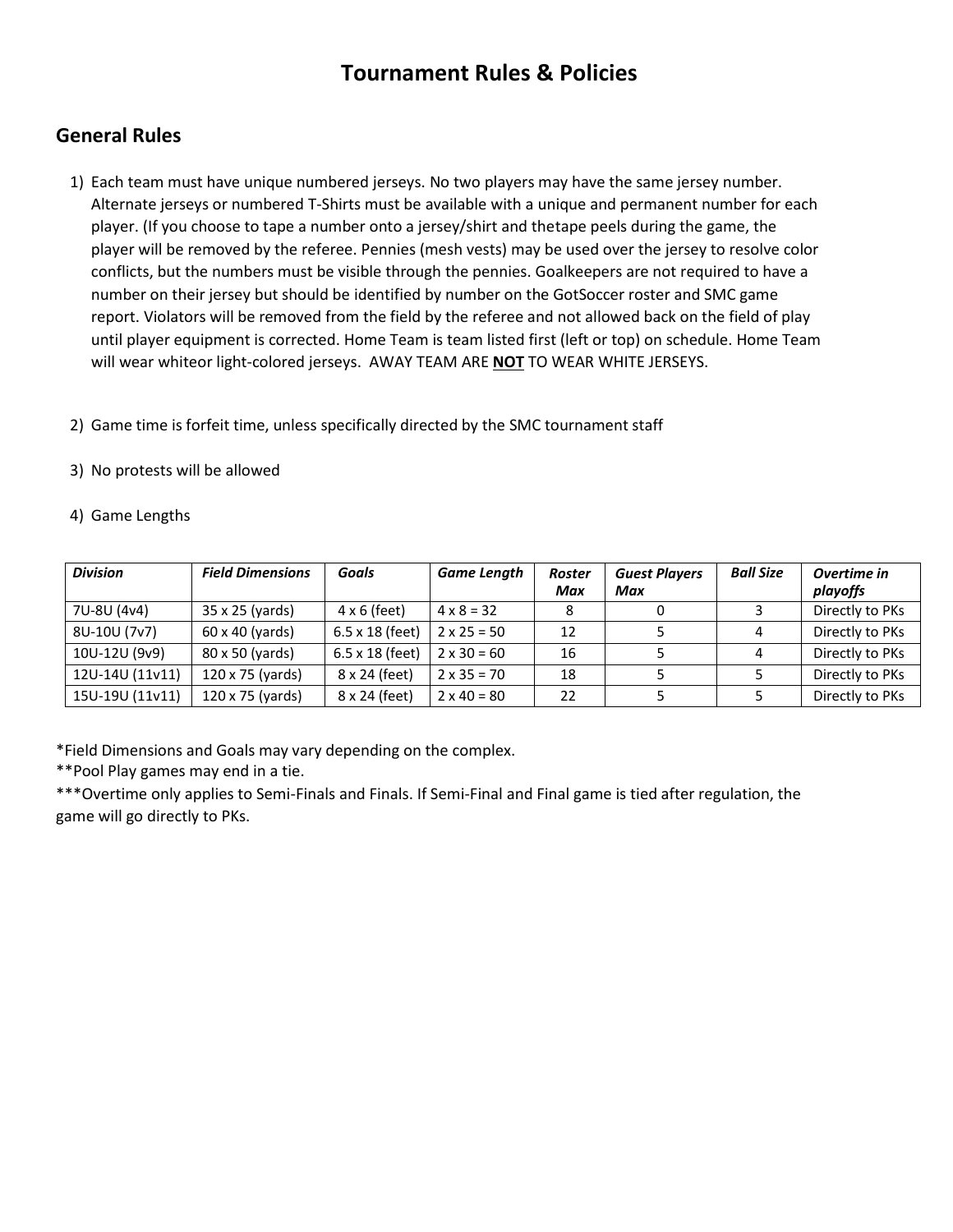# Tournament Rules & Policies

## General Rules

1) Each team must have unique numbered jerseys. No two players may have the same jersey number. Alternate jerseys or numbered T-Shirts must be available with a unique and permanent number for each player. (If you choose to tape a number onto a jersey/shirt and thetape peels during the game, the player will be removed by the referee. Pennies (mesh vests) may be used over the jersey to resolve color conflicts, but the numbers must be visible through the pennies. Goalkeepers are not required to have a number on their jersey but should be identified by number on the GotSoccer roster and SMC game report. Violators will be removed from the field by the referee and not allowed back on the field of play until player equipment is corrected. Home Team is team listed first (left or top) on schedule. Home Team will wear whiteor light-colored jerseys. AWAY TEAM ARE **NOT** TO WEAR WHITE JERSEYS.

2) Game time is forfeit time, unless specifically directed by the SMC tournament staff

3) No protests will be allowed

4) Game Lengths

| *Division* | *Field Dimensions* | *Goals* | *Game Length* | *Roster Max* | *Guest Players Max* | *Ball Size* | *Overtime in playoffs* |
|---|---|---|---|---|---|---|---|
| 7U-8U (4v4) | 35 x 25 (yards) | 4 x 6 (feet) | 4 x 8 = 32 | 8 | 0 | 3 | Directly to PKs |
| 8U-10U (7v7) | 60 x 40 (yards) | 6.5 x 18 (feet) | 2 x 25 = 50 | 12 | 5 | 4 | Directly to PKs |
| 10U-12U (9v9) | 80 x 50 (yards) | 6.5 x 18 (feet) | 2 x 30 = 60 | 16 | 5 | 4 | Directly to PKs |
| 12U-14U (11v11) | 120 x 75 (yards) | 8 x 24 (feet) | 2 x 35 = 70 | 18 | 5 | 5 | Directly to PKs |
| 15U-19U (11v11) | 120 x 75 (yards) | 8 x 24 (feet) | 2 x 40 = 80 | 22 | 5 | 5 | Directly to PKs |

*Field Dimensions and Goals may vary depending on the complex.
**Pool Play games may end in a tie.
***Overtime only applies to Semi-Finals and Finals. If Semi-Final and Final game is tied after regulation, the game will go directly to PKs.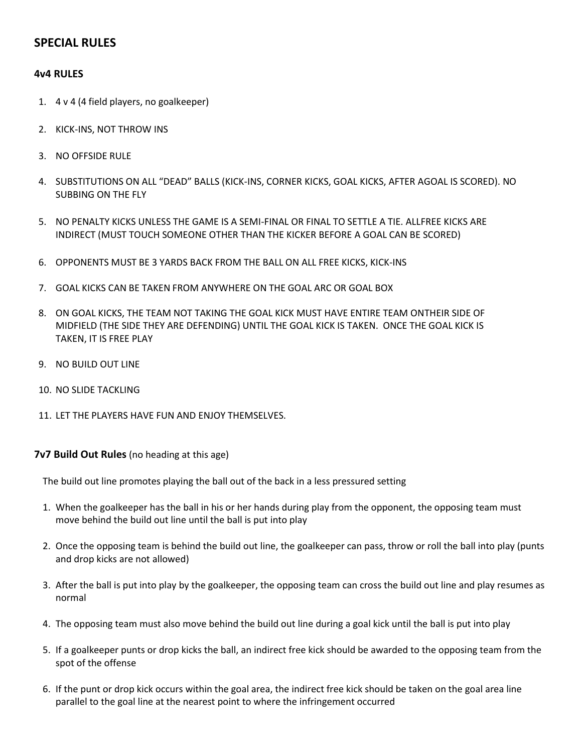## SPECIAL RULES

### 4v4 RULES

1. 4 v 4 (4 field players, no goalkeeper)
2. KICK-INS, NOT THROW INS
3. NO OFFSIDE RULE
4. SUBSTITUTIONS ON ALL "DEAD" BALLS (KICK-INS, CORNER KICKS, GOAL KICKS, AFTER AGOAL IS SCORED). NO SUBBING ON THE FLY
5. NO PENALTY KICKS UNLESS THE GAME IS A SEMI-FINAL OR FINAL TO SETTLE A TIE. ALLFREE KICKS ARE INDIRECT (MUST TOUCH SOMEONE OTHER THAN THE KICKER BEFORE A GOAL CAN BE SCORED)
6. OPPONENTS MUST BE 3 YARDS BACK FROM THE BALL ON ALL FREE KICKS, KICK-INS
7. GOAL KICKS CAN BE TAKEN FROM ANYWHERE ON THE GOAL ARC OR GOAL BOX
8. ON GOAL KICKS, THE TEAM NOT TAKING THE GOAL KICK MUST HAVE ENTIRE TEAM ONTHEIR SIDE OF MIDFIELD (THE SIDE THEY ARE DEFENDING) UNTIL THE GOAL KICK IS TAKEN. ONCE THE GOAL KICK IS TAKEN, IT IS FREE PLAY
9. NO BUILD OUT LINE
10. NO SLIDE TACKLING
11. LET THE PLAYERS HAVE FUN AND ENJOY THEMSELVES.

### 7v7 Build Out Rules (no heading at this age)

The build out line promotes playing the ball out of the back in a less pressured setting

1. When the goalkeeper has the ball in his or her hands during play from the opponent, the opposing team must move behind the build out line until the ball is put into play
2. Once the opposing team is behind the build out line, the goalkeeper can pass, throw or roll the ball into play (punts and drop kicks are not allowed)
3. After the ball is put into play by the goalkeeper, the opposing team can cross the build out line and play resumes as normal
4. The opposing team must also move behind the build out line during a goal kick until the ball is put into play
5. If a goalkeeper punts or drop kicks the ball, an indirect free kick should be awarded to the opposing team from the spot of the offense
6. If the punt or drop kick occurs within the goal area, the indirect free kick should be taken on the goal area line parallel to the goal line at the nearest point to where the infringement occurred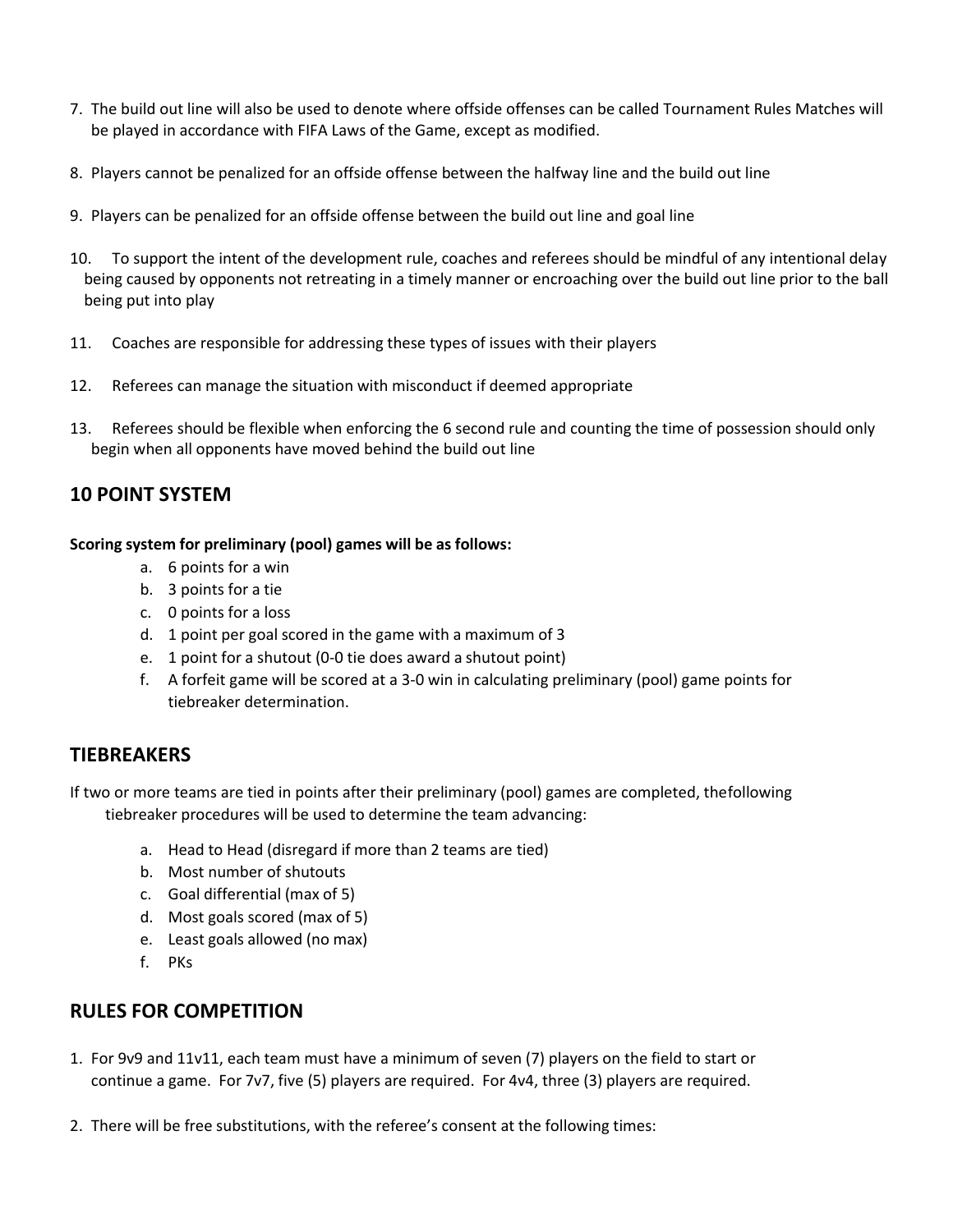7. The build out line will also be used to denote where offside offenses can be called Tournament Rules Matches will be played in accordance with FIFA Laws of the Game, except as modified.

8. Players cannot be penalized for an offside offense between the halfway line and the build out line

9. Players can be penalized for an offside offense between the build out line and goal line

10. To support the intent of the development rule, coaches and referees should be mindful of any intentional delay being caused by opponents not retreating in a timely manner or encroaching over the build out line prior to the ball being put into play

11. Coaches are responsible for addressing these types of issues with their players

12. Referees can manage the situation with misconduct if deemed appropriate

13. Referees should be flexible when enforcing the 6 second rule and counting the time of possession should only begin when all opponents have moved behind the build out line

## 10 POINT SYSTEM

**Scoring system for preliminary (pool) games will be as follows:**

a. 6 points for a win
b. 3 points for a tie
c. 0 points for a loss
d. 1 point per goal scored in the game with a maximum of 3
e. 1 point for a shutout (0-0 tie does award a shutout point)
f. A forfeit game will be scored at a 3-0 win in calculating preliminary (pool) game points for tiebreaker determination.

## TIEBREAKERS

If two or more teams are tied in points after their preliminary (pool) games are completed, thefollowing tiebreaker procedures will be used to determine the team advancing:

a. Head to Head (disregard if more than 2 teams are tied)
b. Most number of shutouts
c. Goal differential (max of 5)
d. Most goals scored (max of 5)
e. Least goals allowed (no max)
f. PKs

## RULES FOR COMPETITION

1. For 9v9 and 11v11, each team must have a minimum of seven (7) players on the field to start or continue a game. For 7v7, five (5) players are required. For 4v4, three (3) players are required.

2. There will be free substitutions, with the referee's consent at the following times: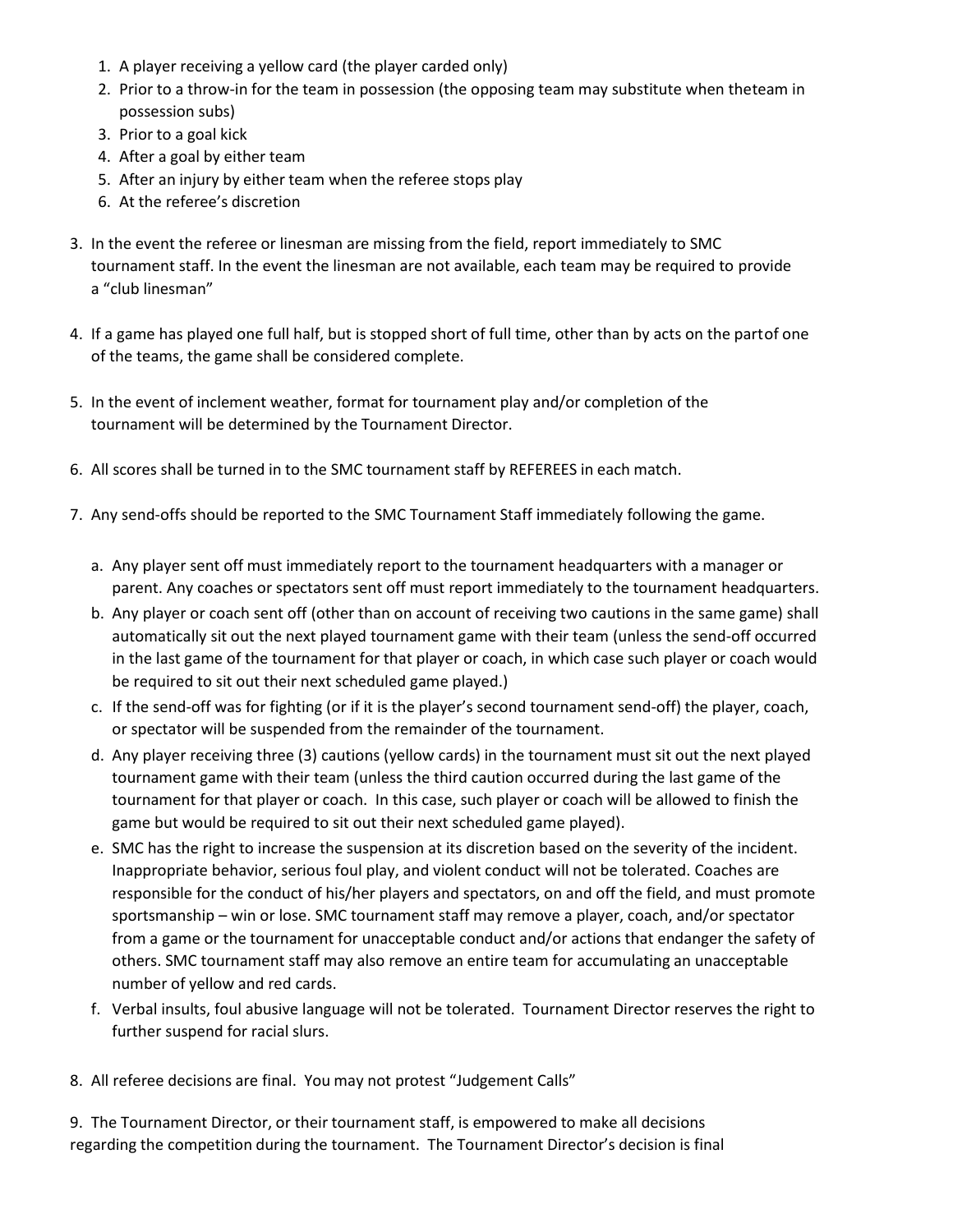1. A player receiving a yellow card (the player carded only)
2. Prior to a throw-in for the team in possession (the opposing team may substitute when theteam in possession subs)
3. Prior to a goal kick
4. After a goal by either team
5. After an injury by either team when the referee stops play
6. At the referee's discretion

3. In the event the referee or linesman are missing from the field, report immediately to SMC tournament staff. In the event the linesman are not available, each team may be required to provide a "club linesman"

4. If a game has played one full half, but is stopped short of full time, other than by acts on the partof one of the teams, the game shall be considered complete.

5. In the event of inclement weather, format for tournament play and/or completion of the tournament will be determined by the Tournament Director.

6. All scores shall be turned in to the SMC tournament staff by REFEREES in each match.

7. Any send-offs should be reported to the SMC Tournament Staff immediately following the game.

   a. Any player sent off must immediately report to the tournament headquarters with a manager or parent. Any coaches or spectators sent off must report immediately to the tournament headquarters.
   b. Any player or coach sent off (other than on account of receiving two cautions in the same game) shall automatically sit out the next played tournament game with their team (unless the send-off occurred in the last game of the tournament for that player or coach, in which case such player or coach would be required to sit out their next scheduled game played.)
   c. If the send-off was for fighting (or if it is the player's second tournament send-off) the player, coach, or spectator will be suspended from the remainder of the tournament.
   d. Any player receiving three (3) cautions (yellow cards) in the tournament must sit out the next played tournament game with their team (unless the third caution occurred during the last game of the tournament for that player or coach. In this case, such player or coach will be allowed to finish the game but would be required to sit out their next scheduled game played).
   e. SMC has the right to increase the suspension at its discretion based on the severity of the incident. Inappropriate behavior, serious foul play, and violent conduct will not be tolerated. Coaches are responsible for the conduct of his/her players and spectators, on and off the field, and must promote sportsmanship – win or lose. SMC tournament staff may remove a player, coach, and/or spectator from a game or the tournament for unacceptable conduct and/or actions that endanger the safety of others. SMC tournament staff may also remove an entire team for accumulating an unacceptable number of yellow and red cards.
   f. Verbal insults, foul abusive language will not be tolerated. Tournament Director reserves the right to further suspend for racial slurs.

8. All referee decisions are final. You may not protest "Judgement Calls"

9. The Tournament Director, or their tournament staff, is empowered to make all decisions regarding the competition during the tournament. The Tournament Director's decision is final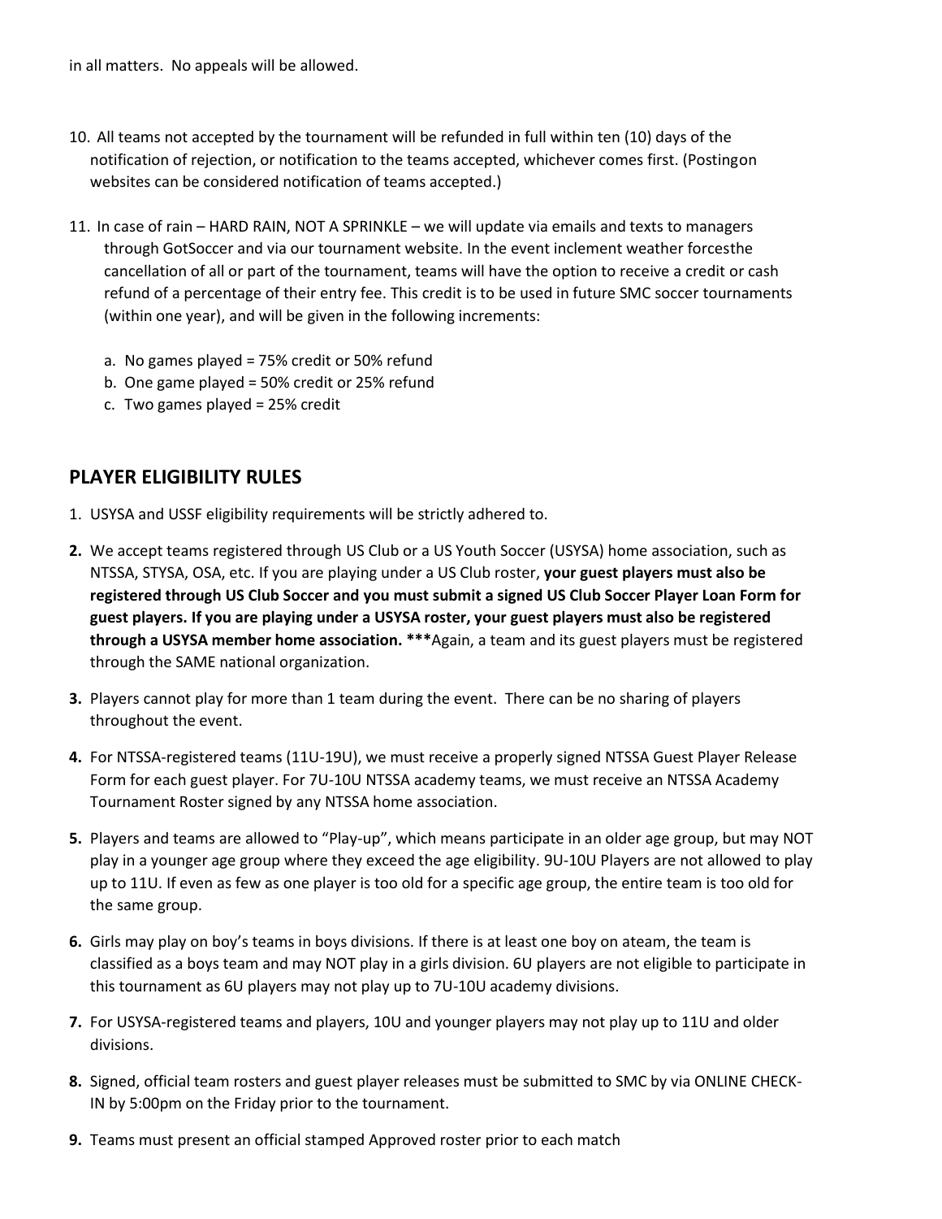in all matters. No appeals will be allowed.

10. All teams not accepted by the tournament will be refunded in full within ten (10) days of the notification of rejection, or notification to the teams accepted, whichever comes first. (Postingon websites can be considered notification of teams accepted.)

11. In case of rain – HARD RAIN, NOT A SPRINKLE – we will update via emails and texts to managers through GotSoccer and via our tournament website. In the event inclement weather forcesthe cancellation of all or part of the tournament, teams will have the option to receive a credit or cash refund of a percentage of their entry fee. This credit is to be used in future SMC soccer tournaments (within one year), and will be given in the following increments:

    a. No games played = 75% credit or 50% refund
    b. One game played = 50% credit or 25% refund
    c. Two games played = 25% credit

## PLAYER ELIGIBILITY RULES

1. USYSA and USSF eligibility requirements will be strictly adhered to.

2. We accept teams registered through US Club or a US Youth Soccer (USYSA) home association, such as NTSSA, STYSA, OSA, etc. If you are playing under a US Club roster, **your guest players must also be registered through US Club Soccer and you must submit a signed US Club Soccer Player Loan Form for guest players. If you are playing under a USYSA roster, your guest players must also be registered through a USYSA member home association. \*\*\***Again, a team and its guest players must be registered through the SAME national organization.

3. Players cannot play for more than 1 team during the event. There can be no sharing of players throughout the event.

4. For NTSSA-registered teams (11U-19U), we must receive a properly signed NTSSA Guest Player Release Form for each guest player. For 7U-10U NTSSA academy teams, we must receive an NTSSA Academy Tournament Roster signed by any NTSSA home association.

5. Players and teams are allowed to "Play-up", which means participate in an older age group, but may NOT play in a younger age group where they exceed the age eligibility. 9U-10U Players are not allowed to play up to 11U. If even as few as one player is too old for a specific age group, the entire team is too old for the same group.

6. Girls may play on boy's teams in boys divisions. If there is at least one boy on ateam, the team is classified as a boys team and may NOT play in a girls division. 6U players are not eligible to participate in this tournament as 6U players may not play up to 7U-10U academy divisions.

7. For USYSA-registered teams and players, 10U and younger players may not play up to 11U and older divisions.

8. Signed, official team rosters and guest player releases must be submitted to SMC by via ONLINE CHECK-IN by 5:00pm on the Friday prior to the tournament.

9. Teams must present an official stamped Approved roster prior to each match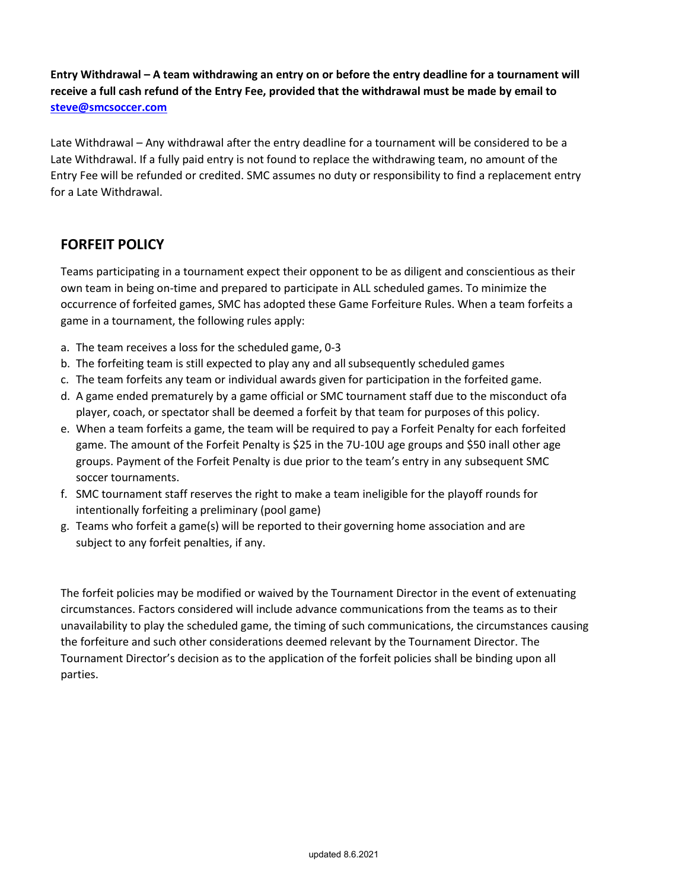**Entry Withdrawal – A team withdrawing an entry on or before the entry deadline for a tournament will receive a full cash refund of the Entry Fee, provided that the withdrawal must be made by email to [steve@smcsoccer.com](mailto:steve@smcsoccer.com)**

Late Withdrawal – Any withdrawal after the entry deadline for a tournament will be considered to be a Late Withdrawal. If a fully paid entry is not found to replace the withdrawing team, no amount of the Entry Fee will be refunded or credited. SMC assumes no duty or responsibility to find a replacement entry for a Late Withdrawal.

## FORFEIT POLICY

Teams participating in a tournament expect their opponent to be as diligent and conscientious as their own team in being on-time and prepared to participate in ALL scheduled games. To minimize the occurrence of forfeited games, SMC has adopted these Game Forfeiture Rules. When a team forfeits a game in a tournament, the following rules apply:

a. The team receives a loss for the scheduled game, 0-3
b. The forfeiting team is still expected to play any and all subsequently scheduled games
c. The team forfeits any team or individual awards given for participation in the forfeited game.
d. A game ended prematurely by a game official or SMC tournament staff due to the misconduct ofa player, coach, or spectator shall be deemed a forfeit by that team for purposes of this policy.
e. When a team forfeits a game, the team will be required to pay a Forfeit Penalty for each forfeited game. The amount of the Forfeit Penalty is $25 in the 7U-10U age groups and $50 inall other age groups. Payment of the Forfeit Penalty is due prior to the team's entry in any subsequent SMC soccer tournaments.
f. SMC tournament staff reserves the right to make a team ineligible for the playoff rounds for intentionally forfeiting a preliminary (pool game)
g. Teams who forfeit a game(s) will be reported to their governing home association and are subject to any forfeit penalties, if any.

The forfeit policies may be modified or waived by the Tournament Director in the event of extenuating circumstances. Factors considered will include advance communications from the teams as to their unavailability to play the scheduled game, the timing of such communications, the circumstances causing the forfeiture and such other considerations deemed relevant by the Tournament Director. The Tournament Director's decision as to the application of the forfeit policies shall be binding upon all parties.

updated 8.6.2021